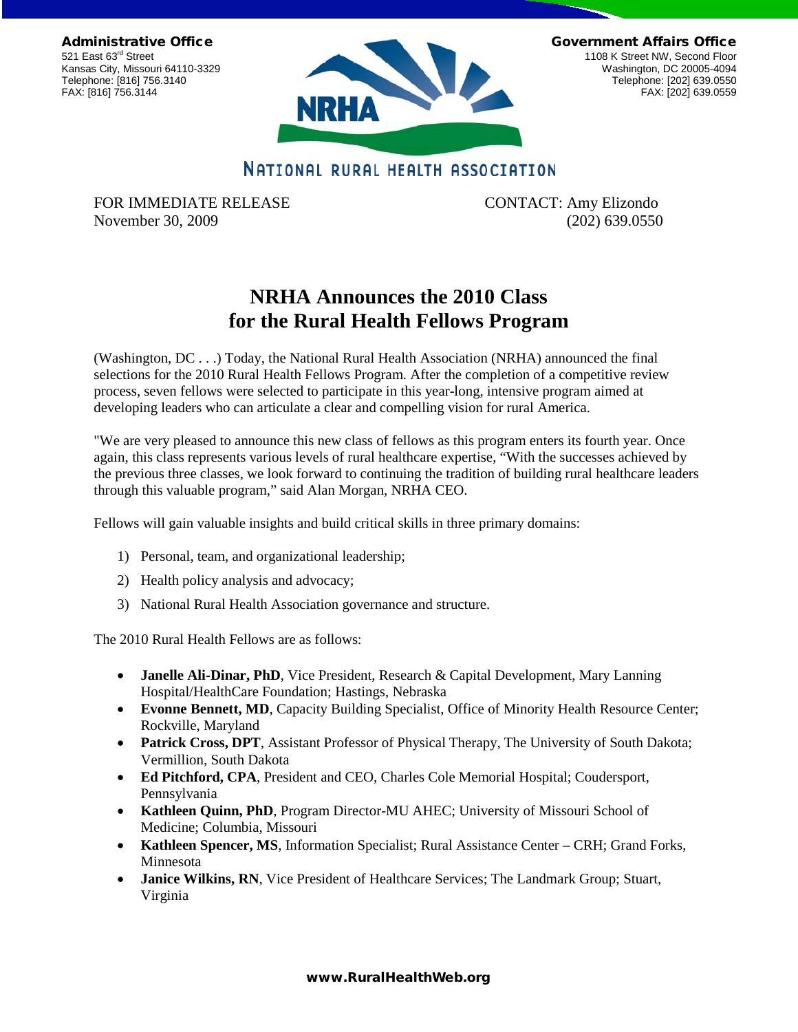**Administrative Office**
521 East 63rd Street
Kansas City, Missouri 64110-3329
Telephone: [816] 756.3140
FAX: [816] 756.3144

**Government Affairs Office**
1108 K Street NW, Second Floor
Washington, DC 20005-4094
Telephone: [202] 639.0550
FAX: [202] 639.0559

NRHA

NATIONAL RURAL HEALTH ASSOCIATION

FOR IMMEDIATE RELEASE
November 30, 2009

CONTACT: Amy Elizondo
(202) 639.0550

# NRHA Announces the 2010 Class for the Rural Health Fellows Program

(Washington, DC . . .) Today, the National Rural Health Association (NRHA) announced the final selections for the 2010 Rural Health Fellows Program. After the completion of a competitive review process, seven fellows were selected to participate in this year-long, intensive program aimed at developing leaders who can articulate a clear and compelling vision for rural America.

"We are very pleased to announce this new class of fellows as this program enters its fourth year. Once again, this class represents various levels of rural healthcare expertise, "With the successes achieved by the previous three classes, we look forward to continuing the tradition of building rural healthcare leaders through this valuable program," said Alan Morgan, NRHA CEO.

Fellows will gain valuable insights and build critical skills in three primary domains:

1) Personal, team, and organizational leadership;
2) Health policy analysis and advocacy;
3) National Rural Health Association governance and structure.

The 2010 Rural Health Fellows are as follows:

- **Janelle Ali-Dinar, PhD**, Vice President, Research & Capital Development, Mary Lanning Hospital/HealthCare Foundation; Hastings, Nebraska
- **Evonne Bennett, MD**, Capacity Building Specialist, Office of Minority Health Resource Center; Rockville, Maryland
- **Patrick Cross, DPT**, Assistant Professor of Physical Therapy, The University of South Dakota; Vermillion, South Dakota
- **Ed Pitchford, CPA**, President and CEO, Charles Cole Memorial Hospital; Coudersport, Pennsylvania
- **Kathleen Quinn, PhD**, Program Director-MU AHEC; University of Missouri School of Medicine; Columbia, Missouri
- **Kathleen Spencer, MS**, Information Specialist; Rural Assistance Center – CRH; Grand Forks, Minnesota
- **Janice Wilkins, RN**, Vice President of Healthcare Services; The Landmark Group; Stuart, Virginia

**www.RuralHealthWeb.org**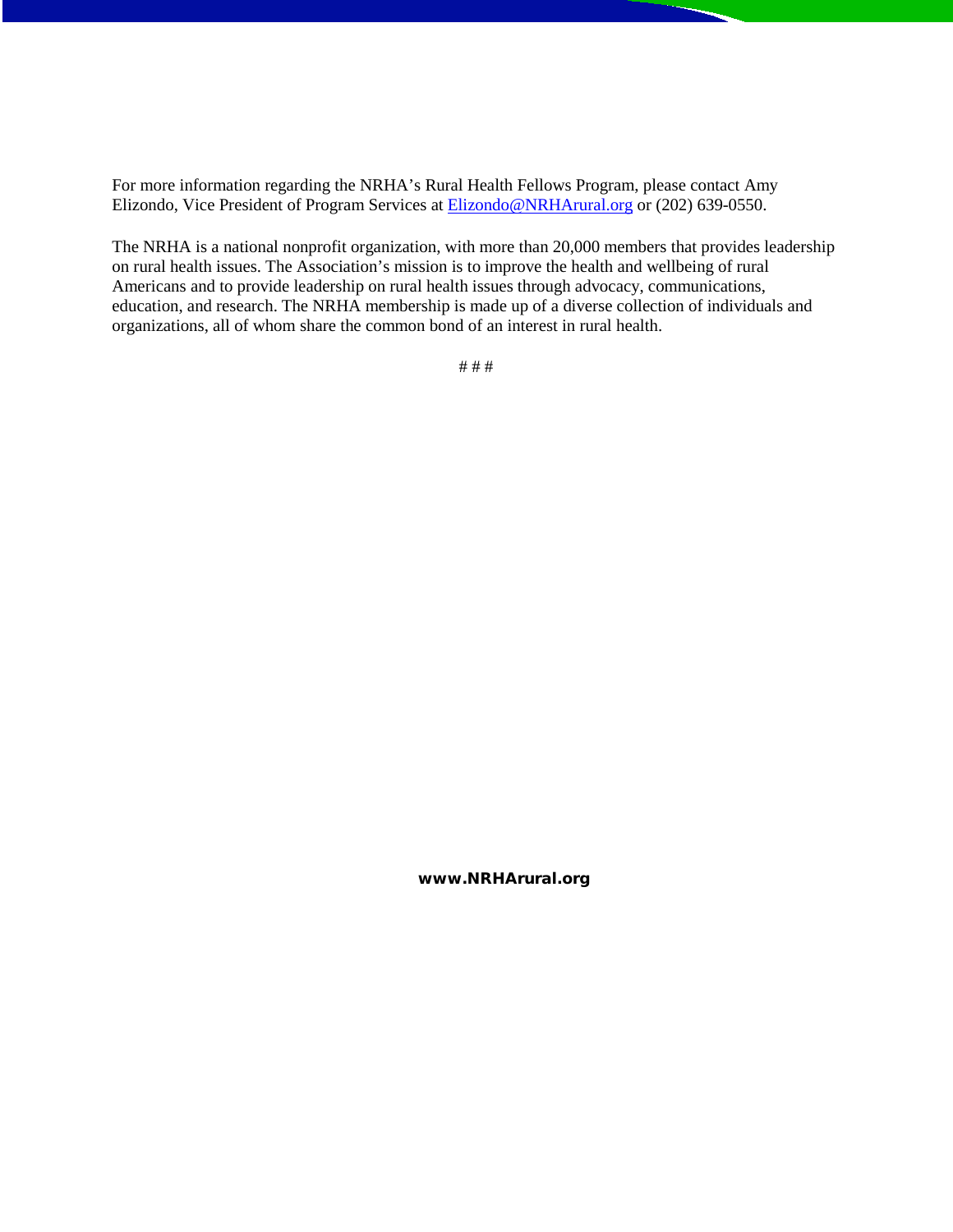For more information regarding the NRHA's Rural Health Fellows Program, please contact Amy Elizondo, Vice President of Program Services at Elizondo@NRHArural.org or (202) 639-0550.

The NRHA is a national nonprofit organization, with more than 20,000 members that provides leadership on rural health issues. The Association's mission is to improve the health and wellbeing of rural Americans and to provide leadership on rural health issues through advocacy, communications, education, and research. The NRHA membership is made up of a diverse collection of individuals and organizations, all of whom share the common bond of an interest in rural health.

# # #

**www.NRHArural.org**